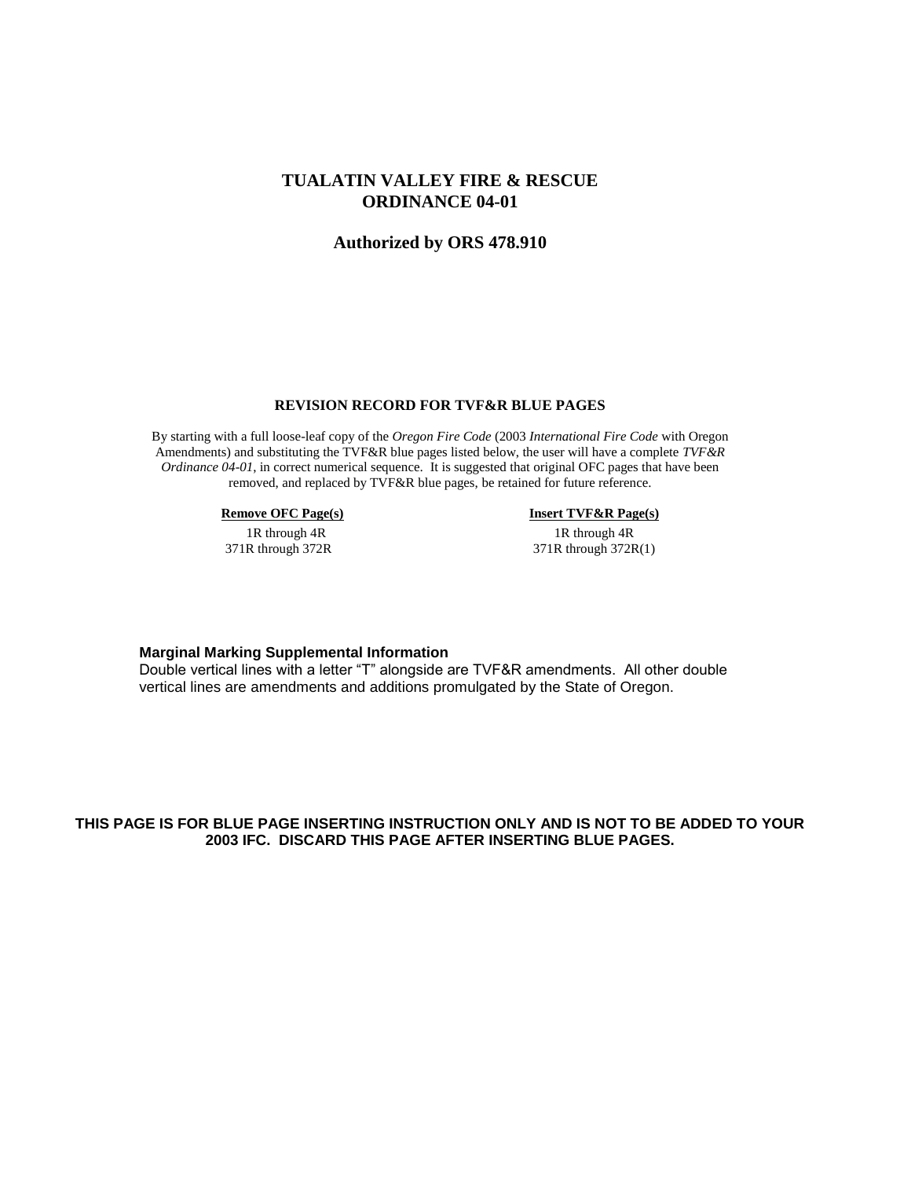# TUALATIN VALLEY FIRE & RESCUE
# ORDINANCE 04-01

## Authorized by ORS 478.910

### REVISION RECORD FOR TVF&R BLUE PAGES

By starting with a full loose-leaf copy of the *Oregon Fire Code* (2003 *International Fire Code* with Oregon Amendments) and substituting the TVF&R blue pages listed below, the user will have a complete *TVF&R Ordinance 04-01*, in correct numerical sequence. It is suggested that original OFC pages that have been removed, and replaced by TVF&R blue pages, be retained for future reference.

| Remove OFC Page(s) | Insert TVF&R Page(s) |
|---|---|
| 1R through 4R | 1R through 4R |
| 371R through 372R | 371R through 372R(1) |

**Marginal Marking Supplemental Information**
Double vertical lines with a letter "T" alongside are TVF&R amendments. All other double vertical lines are amendments and additions promulgated by the State of Oregon.

**THIS PAGE IS FOR BLUE PAGE INSERTING INSTRUCTION ONLY AND IS NOT TO BE ADDED TO YOUR 2003 IFC. DISCARD THIS PAGE AFTER INSERTING BLUE PAGES.**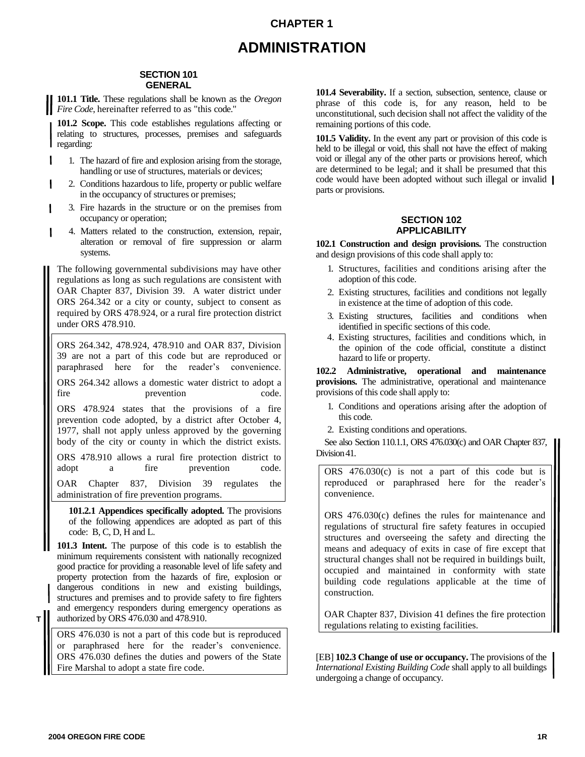# CHAPTER 1

# ADMINISTRATION

## SECTION 101 GENERAL

**101.1 Title.** These regulations shall be known as the *Oregon Fire Code*, hereinafter referred to as "this code."

**101.2 Scope.** This code establishes regulations affecting or relating to structures, processes, premises and safeguards regarding:

1. The hazard of fire and explosion arising from the storage, handling or use of structures, materials or devices;
2. Conditions hazardous to life, property or public welfare in the occupancy of structures or premises;
3. Fire hazards in the structure or on the premises from occupancy or operation;
4. Matters related to the construction, extension, repair, alteration or removal of fire suppression or alarm systems.

The following governmental subdivisions may have other regulations as long as such regulations are consistent with OAR Chapter 837, Division 39. A water district under ORS 264.342 or a city or county, subject to consent as required by ORS 478.924, or a rural fire protection district under ORS 478.910.

> ORS 264.342, 478.924, 478.910 and OAR 837, Division 39 are not a part of this code but are reproduced or paraphrased here for the reader's convenience.
>
> ORS 264.342 allows a domestic water district to adopt a fire prevention code.
>
> ORS 478.924 states that the provisions of a fire prevention code adopted, by a district after October 4, 1977, shall not apply unless approved by the governing body of the city or county in which the district exists.
>
> ORS 478.910 allows a rural fire protection district to adopt a fire prevention code.
>
> OAR Chapter 837, Division 39 regulates the administration of fire prevention programs.

**101.2.1 Appendices specifically adopted.** The provisions of the following appendices are adopted as part of this code: B, C, D, H and L.

**101.3 Intent.** The purpose of this code is to establish the minimum requirements consistent with nationally recognized good practice for providing a reasonable level of life safety and property protection from the hazards of fire, explosion or dangerous conditions in new and existing buildings, structures and premises and to provide safety to fire fighters and emergency responders during emergency operations as authorized by ORS 476.030 and 478.910.

> ORS 476.030 is not a part of this code but is reproduced or paraphrased here for the reader's convenience. ORS 476.030 defines the duties and powers of the State Fire Marshal to adopt a state fire code.

**101.4 Severability.** If a section, subsection, sentence, clause or phrase of this code is, for any reason, held to be unconstitutional, such decision shall not affect the validity of the remaining portions of this code.

**101.5 Validity.** In the event any part or provision of this code is held to be illegal or void, this shall not have the effect of making void or illegal any of the other parts or provisions hereof, which are determined to be legal; and it shall be presumed that this code would have been adopted without such illegal or invalid parts or provisions.

## SECTION 102 APPLICABILITY

**102.1 Construction and design provisions.** The construction and design provisions of this code shall apply to:

1. Structures, facilities and conditions arising after the adoption of this code.
2. Existing structures, facilities and conditions not legally in existence at the time of adoption of this code.
3. Existing structures, facilities and conditions when identified in specific sections of this code.
4. Existing structures, facilities and conditions which, in the opinion of the code official, constitute a distinct hazard to life or property.

**102.2 Administrative, operational and maintenance provisions.** The administrative, operational and maintenance provisions of this code shall apply to:

1. Conditions and operations arising after the adoption of this code.
2. Existing conditions and operations.

See also Section 110.1.1, ORS 476.030(c) and OAR Chapter 837, Division 41.

> ORS 476.030(c) is not a part of this code but is reproduced or paraphrased here for the reader's convenience.
>
> ORS 476.030(c) defines the rules for maintenance and regulations of structural fire safety features in occupied structures and overseeing the safety and directing the means and adequacy of exits in case of fire except that structural changes shall not be required in buildings built, occupied and maintained in conformity with state building code regulations applicable at the time of construction.
>
> OAR Chapter 837, Division 41 defines the fire protection regulations relating to existing facilities.

[EB] **102.3 Change of use or occupancy.** The provisions of the *International Existing Building Code* shall apply to all buildings undergoing a change of occupancy.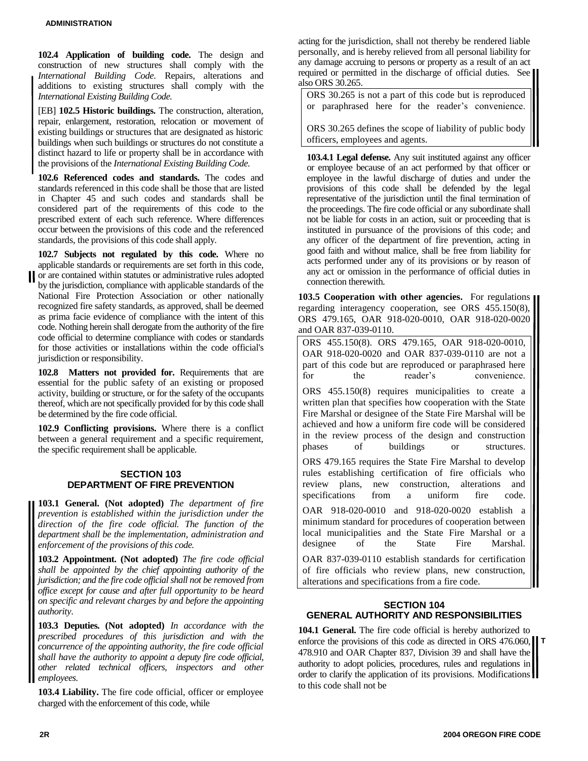**102.4 Application of building code.** The design and construction of new structures shall comply with the *International Building Code.* Repairs, alterations and additions to existing structures shall comply with the *International Existing Building Code.*

[EB] **102.5 Historic buildings.** The construction, alteration, repair, enlargement, restoration, relocation or movement of existing buildings or structures that are designated as historic buildings when such buildings or structures do not constitute a distinct hazard to life or property shall be in accordance with the provisions of the *International Existing Building Code.*

**102.6 Referenced codes and standards.** The codes and standards referenced in this code shall be those that are listed in Chapter 45 and such codes and standards shall be considered part of the requirements of this code to the prescribed extent of each such reference. Where differences occur between the provisions of this code and the referenced standards, the provisions of this code shall apply.

**102.7 Subjects not regulated by this code.** Where no applicable standards or requirements are set forth in this code, or are contained within statutes or administrative rules adopted by the jurisdiction, compliance with applicable standards of the National Fire Protection Association or other nationally recognized fire safety standards, as approved, shall be deemed as prima facie evidence of compliance with the intent of this code. Nothing herein shall derogate from the authority of the fire code official to determine compliance with codes or standards for those activities or installations within the code official's jurisdiction or responsibility.

**102.8 Matters not provided for.** Requirements that are essential for the public safety of an existing or proposed activity, building or structure, or for the safety of the occupants thereof, which are not specifically provided for by this code shall be determined by the fire code official.

**102.9 Conflicting provisions.** Where there is a conflict between a general requirement and a specific requirement, the specific requirement shall be applicable.

## SECTION 103 DEPARTMENT OF FIRE PREVENTION

**103.1 General. (Not adopted)** *The department of fire prevention is established within the jurisdiction under the direction of the fire code official. The function of the department shall be the implementation, administration and enforcement of the provisions of this code.*

**103.2 Appointment. (Not adopted)** *The fire code official shall be appointed by the chief appointing authority of the jurisdiction; and the fire code official shall not be removed from office except for cause and after full opportunity to be heard on specific and relevant charges by and before the appointing authority*.

**103.3 Deputies. (Not adopted)** *In accordance with the prescribed procedures of this jurisdiction and with the concurrence of the appointing authority, the fire code official shall have the authority to appoint a deputy fire code official, other related technical officers, inspectors and other employees.*

**103.4 Liability.** The fire code official, officer or employee charged with the enforcement of this code, while acting for the jurisdiction, shall not thereby be rendered liable personally, and is hereby relieved from all personal liability for any damage accruing to persons or property as a result of an act required or permitted in the discharge of official duties. See also ORS 30.265.

> ORS 30.265 is not a part of this code but is reproduced or paraphrased here for the reader's convenience.
>
> ORS 30.265 defines the scope of liability of public body officers, employees and agents.

**103.4.1 Legal defense.** Any suit instituted against any officer or employee because of an act performed by that officer or employee in the lawful discharge of duties and under the provisions of this code shall be defended by the legal representative of the jurisdiction until the final termination of the proceedings. The fire code official or any subordinate shall not be liable for costs in an action, suit or proceeding that is instituted in pursuance of the provisions of this code; and any officer of the department of fire prevention, acting in good faith and without malice, shall be free from liability for acts performed under any of its provisions or by reason of any act or omission in the performance of official duties in connection therewith.

**103.5 Cooperation with other agencies.** For regulations regarding interagency cooperation, see ORS 455.150(8), ORS 479.165, OAR 918-020-0010, OAR 918-020-0020 and OAR 837-039-0110.

> ORS 455.150(8). ORS 479.165, OAR 918-020-0010, OAR 918-020-0020 and OAR 837-039-0110 are not a part of this code but are reproduced or paraphrased here for the reader's convenience.
>
> ORS 455.150(8) requires municipalities to create a written plan that specifies how cooperation with the State Fire Marshal or designee of the State Fire Marshal will be achieved and how a uniform fire code will be considered in the review process of the design and construction phases of buildings or structures.
>
> ORS 479.165 requires the State Fire Marshal to develop rules establishing certification of fire officials who review plans, new construction, alterations and specifications from a uniform fire code.
>
> OAR 918-020-0010 and 918-020-0020 establish a minimum standard for procedures of cooperation between local municipalities and the State Fire Marshal or a designee of the State Fire Marshal.
>
> OAR 837-039-0110 establish standards for certification of fire officials who review plans, new construction, alterations and specifications from a fire code.

## SECTION 104 GENERAL AUTHORITY AND RESPONSIBILITIES

**104.1 General.** The fire code official is hereby authorized to enforce the provisions of this code as directed in ORS 476.060, 478.910 and OAR Chapter 837, Division 39 and shall have the authority to adopt policies, procedures, rules and regulations in order to clarify the application of its provisions. Modifications to this code shall not be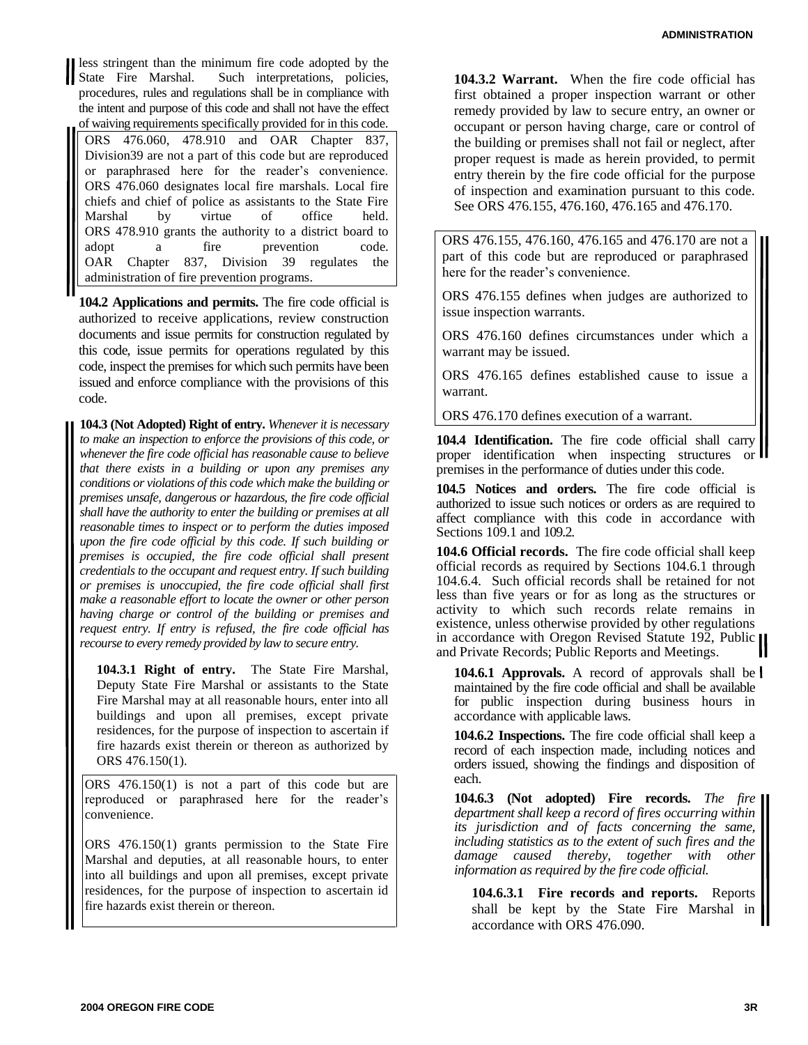less stringent than the minimum fire code adopted by the State Fire Marshal. Such interpretations, policies, procedures, rules and regulations shall be in compliance with the intent and purpose of this code and shall not have the effect of waiving requirements specifically provided for in this code.

> ORS 476.060, 478.910 and OAR Chapter 837, Division39 are not a part of this code but are reproduced or paraphrased here for the reader's convenience. ORS 476.060 designates local fire marshals. Local fire chiefs and chief of police as assistants to the State Fire Marshal by virtue of office held. ORS 478.910 grants the authority to a district board to adopt a fire prevention code. OAR Chapter 837, Division 39 regulates the administration of fire prevention programs.

**104.2 Applications and permits.** The fire code official is authorized to receive applications, review construction documents and issue permits for construction regulated by this code, issue permits for operations regulated by this code, inspect the premises for which such permits have been issued and enforce compliance with the provisions of this code.

**104.3 (Not Adopted) Right of entry.** *Whenever it is necessary to make an inspection to enforce the provisions of this code, or whenever the fire code official has reasonable cause to believe that there exists in a building or upon any premises any conditions or violations of this code which make the building or premises unsafe, dangerous or hazardous, the fire code official shall have the authority to enter the building or premises at all reasonable times to inspect or to perform the duties imposed upon the fire code official by this code. If such building or premises is occupied, the fire code official shall present credentials to the occupant and request entry. If such building or premises is unoccupied, the fire code official shall first make a reasonable effort to locate the owner or other person having charge or control of the building or premises and request entry. If entry is refused, the fire code official has recourse to every remedy provided by law to secure entry.*

**104.3.1 Right of entry.** The State Fire Marshal, Deputy State Fire Marshal or assistants to the State Fire Marshal may at all reasonable hours, enter into all buildings and upon all premises, except private residences, for the purpose of inspection to ascertain if fire hazards exist therein or thereon as authorized by ORS 476.150(1).

> ORS 476.150(1) is not a part of this code but are reproduced or paraphrased here for the reader's convenience.
>
> ORS 476.150(1) grants permission to the State Fire Marshal and deputies, at all reasonable hours, to enter into all buildings and upon all premises, except private residences, for the purpose of inspection to ascertain id fire hazards exist therein or thereon.

**104.3.2 Warrant.** When the fire code official has first obtained a proper inspection warrant or other remedy provided by law to secure entry, an owner or occupant or person having charge, care or control of the building or premises shall not fail or neglect, after proper request is made as herein provided, to permit entry therein by the fire code official for the purpose of inspection and examination pursuant to this code. See ORS 476.155, 476.160, 476.165 and 476.170.

> ORS 476.155, 476.160, 476.165 and 476.170 are not a part of this code but are reproduced or paraphrased here for the reader's convenience.
>
> ORS 476.155 defines when judges are authorized to issue inspection warrants.
>
> ORS 476.160 defines circumstances under which a warrant may be issued.
>
> ORS 476.165 defines established cause to issue a warrant.
>
> ORS 476.170 defines execution of a warrant.

**104.4 Identification.** The fire code official shall carry proper identification when inspecting structures or premises in the performance of duties under this code.

**104.5 Notices and orders.** The fire code official is authorized to issue such notices or orders as are required to affect compliance with this code in accordance with Sections 109.1 and 109.2.

**104.6 Official records.** The fire code official shall keep official records as required by Sections 104.6.1 through 104.6.4. Such official records shall be retained for not less than five years or for as long as the structures or activity to which such records relate remains in existence, unless otherwise provided by other regulations in accordance with Oregon Revised Statute 192, Public and Private Records; Public Reports and Meetings.

**104.6.1 Approvals.** A record of approvals shall be maintained by the fire code official and shall be available for public inspection during business hours in accordance with applicable laws.

**104.6.2 Inspections.** The fire code official shall keep a record of each inspection made, including notices and orders issued, showing the findings and disposition of each.

**104.6.3 (Not adopted) Fire records.** *The fire department shall keep a record of fires occurring within its jurisdiction and of facts concerning the same, including statistics as to the extent of such fires and the damage caused thereby, together with other information as required by the fire code official.*

**104.6.3.1 Fire records and reports.** Reports shall be kept by the State Fire Marshal in accordance with ORS 476.090.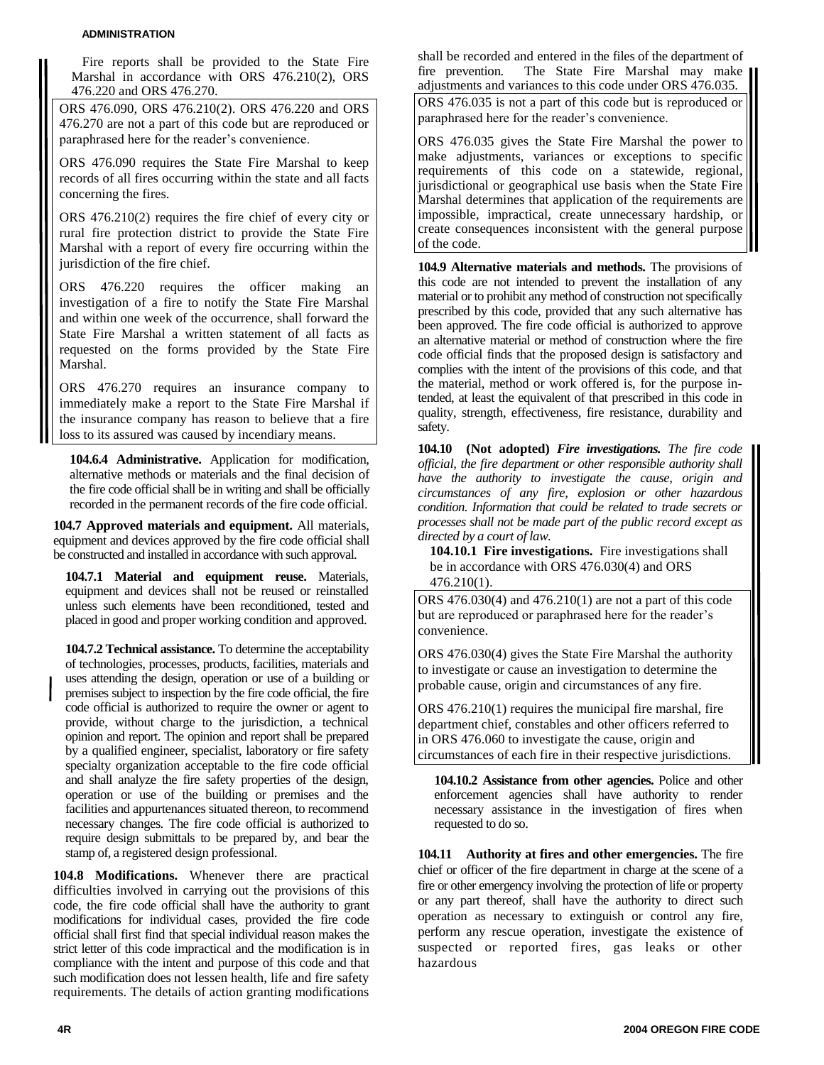Fire reports shall be provided to the State Fire Marshal in accordance with ORS 476.210(2), ORS 476.220 and ORS 476.270.

ORS 476.090, ORS 476.210(2). ORS 476.220 and ORS 476.270 are not a part of this code but are reproduced or paraphrased here for the reader's convenience.

ORS 476.090 requires the State Fire Marshal to keep records of all fires occurring within the state and all facts concerning the fires.

ORS 476.210(2) requires the fire chief of every city or rural fire protection district to provide the State Fire Marshal with a report of every fire occurring within the jurisdiction of the fire chief.

ORS 476.220 requires the officer making an investigation of a fire to notify the State Fire Marshal and within one week of the occurrence, shall forward the State Fire Marshal a written statement of all facts as requested on the forms provided by the State Fire Marshal.

ORS 476.270 requires an insurance company to immediately make a report to the State Fire Marshal if the insurance company has reason to believe that a fire loss to its assured was caused by incendiary means.

**104.6.4 Administrative.** Application for modification, alternative methods or materials and the final decision of the fire code official shall be in writing and shall be officially recorded in the permanent records of the fire code official.

**104.7 Approved materials and equipment.** All materials, equipment and devices approved by the fire code official shall be constructed and installed in accordance with such approval.

**104.7.1 Material and equipment reuse.** Materials, equipment and devices shall not be reused or reinstalled unless such elements have been reconditioned, tested and placed in good and proper working condition and approved.

**104.7.2 Technical assistance.** To determine the acceptability of technologies, processes, products, facilities, materials and uses attending the design, operation or use of a building or premises subject to inspection by the fire code official, the fire code official is authorized to require the owner or agent to provide, without charge to the jurisdiction, a technical opinion and report. The opinion and report shall be prepared by a qualified engineer, specialist, laboratory or fire safety specialty organization acceptable to the fire code official and shall analyze the fire safety properties of the design, operation or use of the building or premises and the facilities and appurtenances situated thereon, to recommend necessary changes. The fire code official is authorized to require design submittals to be prepared by, and bear the stamp of, a registered design professional.

**104.8 Modifications.** Whenever there are practical difficulties involved in carrying out the provisions of this code, the fire code official shall have the authority to grant modifications for individual cases, provided the fire code official shall first find that special individual reason makes the strict letter of this code impractical and the modification is in compliance with the intent and purpose of this code and that such modification does not lessen health, life and fire safety requirements. The details of action granting modifications shall be recorded and entered in the files of the department of fire prevention. The State Fire Marshal may make adjustments and variances to this code under ORS 476.035.

ORS 476.035 is not a part of this code but is reproduced or paraphrased here for the reader's convenience.

ORS 476.035 gives the State Fire Marshal the power to make adjustments, variances or exceptions to specific requirements of this code on a statewide, regional, jurisdictional or geographical use basis when the State Fire Marshal determines that application of the requirements are impossible, impractical, create unnecessary hardship, or create consequences inconsistent with the general purpose of the code.

**104.9 Alternative materials and methods.** The provisions of this code are not intended to prevent the installation of any material or to prohibit any method of construction not specifically prescribed by this code, provided that any such alternative has been approved. The fire code official is authorized to approve an alternative material or method of construction where the fire code official finds that the proposed design is satisfactory and complies with the intent of the provisions of this code, and that the material, method or work offered is, for the purpose intended, at least the equivalent of that prescribed in this code in quality, strength, effectiveness, fire resistance, durability and safety.

**104.10 (Not adopted)** ***Fire investigations.*** *The fire code official, the fire department or other responsible authority shall have the authority to investigate the cause, origin and circumstances of any fire, explosion or other hazardous condition. Information that could be related to trade secrets or processes shall not be made part of the public record except as directed by a court of law.*

**104.10.1 Fire investigations.** Fire investigations shall be in accordance with ORS 476.030(4) and ORS 476.210(1).

ORS 476.030(4) and 476.210(1) are not a part of this code but are reproduced or paraphrased here for the reader's convenience.

ORS 476.030(4) gives the State Fire Marshal the authority to investigate or cause an investigation to determine the probable cause, origin and circumstances of any fire.

ORS 476.210(1) requires the municipal fire marshal, fire department chief, constables and other officers referred to in ORS 476.060 to investigate the cause, origin and circumstances of each fire in their respective jurisdictions.

**104.10.2 Assistance from other agencies.** Police and other enforcement agencies shall have authority to render necessary assistance in the investigation of fires when requested to do so.

**104.11 Authority at fires and other emergencies.** The fire chief or officer of the fire department in charge at the scene of a fire or other emergency involving the protection of life or property or any part thereof, shall have the authority to direct such operation as necessary to extinguish or control any fire, perform any rescue operation, investigate the existence of suspected or reported fires, gas leaks or other hazardous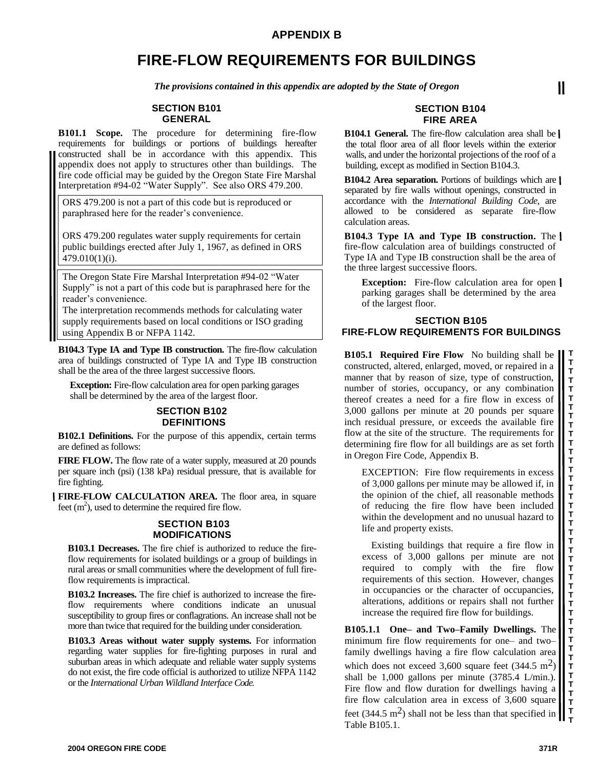# APPENDIX B

# FIRE-FLOW REQUIREMENTS FOR BUILDINGS

***The provisions contained in this appendix are adopted by the State of Oregon***

## SECTION B101 GENERAL

**B101.1 Scope.** The procedure for determining fire-flow requirements for buildings or portions of buildings hereafter constructed shall be in accordance with this appendix. This appendix does not apply to structures other than buildings. The fire code official may be guided by the Oregon State Fire Marshal Interpretation #94-02 "Water Supply". See also ORS 479.200.

> ORS 479.200 is not a part of this code but is reproduced or paraphrased here for the reader's convenience.
>
> ORS 479.200 regulates water supply requirements for certain public buildings erected after July 1, 1967, as defined in ORS 479.010(1)(i).

> The Oregon State Fire Marshal Interpretation #94-02 "Water Supply" is not a part of this code but is paraphrased here for the reader's convenience.
> The interpretation recommends methods for calculating water supply requirements based on local conditions or ISO grading using Appendix B or NFPA 1142.

**B104.3 Type IA and Type IB construction.** The fire-flow calculation area of buildings constructed of Type IA and Type IB construction shall be the area of the three largest successive floors.

**Exception:** Fire-flow calculation area for open parking garages shall be determined by the area of the largest floor.

## SECTION B102 DEFINITIONS

**B102.1 Definitions.** For the purpose of this appendix, certain terms are defined as follows:

**FIRE FLOW.** The flow rate of a water supply, measured at 20 pounds per square inch (psi) (138 kPa) residual pressure, that is available for fire fighting.

**FIRE-FLOW CALCULATION AREA.** The floor area, in square feet ($m^2$), used to determine the required fire flow.

## SECTION B103 MODIFICATIONS

**B103.1 Decreases.** The fire chief is authorized to reduce the fire-flow requirements for isolated buildings or a group of buildings in rural areas or small communities where the development of full fire-flow requirements is impractical.

**B103.2 Increases.** The fire chief is authorized to increase the fire-flow requirements where conditions indicate an unusual susceptibility to group fires or conflagrations. An increase shall not be more than twice that required for the building under consideration.

**B103.3 Areas without water supply systems.** For information regarding water supplies for fire-fighting purposes in rural and suburban areas in which adequate and reliable water supply systems do not exist, the fire code official is authorized to utilize NFPA 1142 or the *International Urban Wildland Interface Code.*

## SECTION B104 FIRE AREA

**B104.1 General.** The fire-flow calculation area shall be the total floor area of all floor levels within the exterior walls, and under the horizontal projections of the roof of a building, except as modified in Section B104.3.

**B104.2 Area separation.** Portions of buildings which are separated by fire walls without openings, constructed in accordance with the *International Building Code,* are allowed to be considered as separate fire-flow calculation areas.

**B104.3 Type IA and Type IB construction.** The fire-flow calculation area of buildings constructed of Type IA and Type IB construction shall be the area of the three largest successive floors.

**Exception:** Fire-flow calculation area for open parking garages shall be determined by the area of the largest floor.

## SECTION B105 FIRE-FLOW REQUIREMENTS FOR BUILDINGS

**B105.1 Required Fire Flow** No building shall be constructed, altered, enlarged, moved, or repaired in a manner that by reason of size, type of construction, number of stories, occupancy, or any combination thereof creates a need for a fire flow in excess of 3,000 gallons per minute at 20 pounds per square inch residual pressure, or exceeds the available fire flow at the site of the structure. The requirements for determining fire flow for all buildings are as set forth in Oregon Fire Code, Appendix B.

EXCEPTION: Fire flow requirements in excess of 3,000 gallons per minute may be allowed if, in the opinion of the chief, all reasonable methods of reducing the fire flow have been included within the development and no unusual hazard to life and property exists.

Existing buildings that require a fire flow in excess of 3,000 gallons per minute are not required to comply with the fire flow requirements of this section. However, changes in occupancies or the character of occupancies, alterations, additions or repairs shall not further increase the required fire flow for buildings.

**B105.1.1 One– and Two–Family Dwellings.** The minimum fire flow requirements for one– and two–family dwellings having a fire flow calculation area which does not exceed 3,600 square feet (344.5 $m^2$) shall be 1,000 gallons per minute (3785.4 L/min.). Fire flow and flow duration for dwellings having a fire flow calculation area in excess of 3,600 square feet (344.5 $m^2$) shall not be less than that specified in Table B105.1.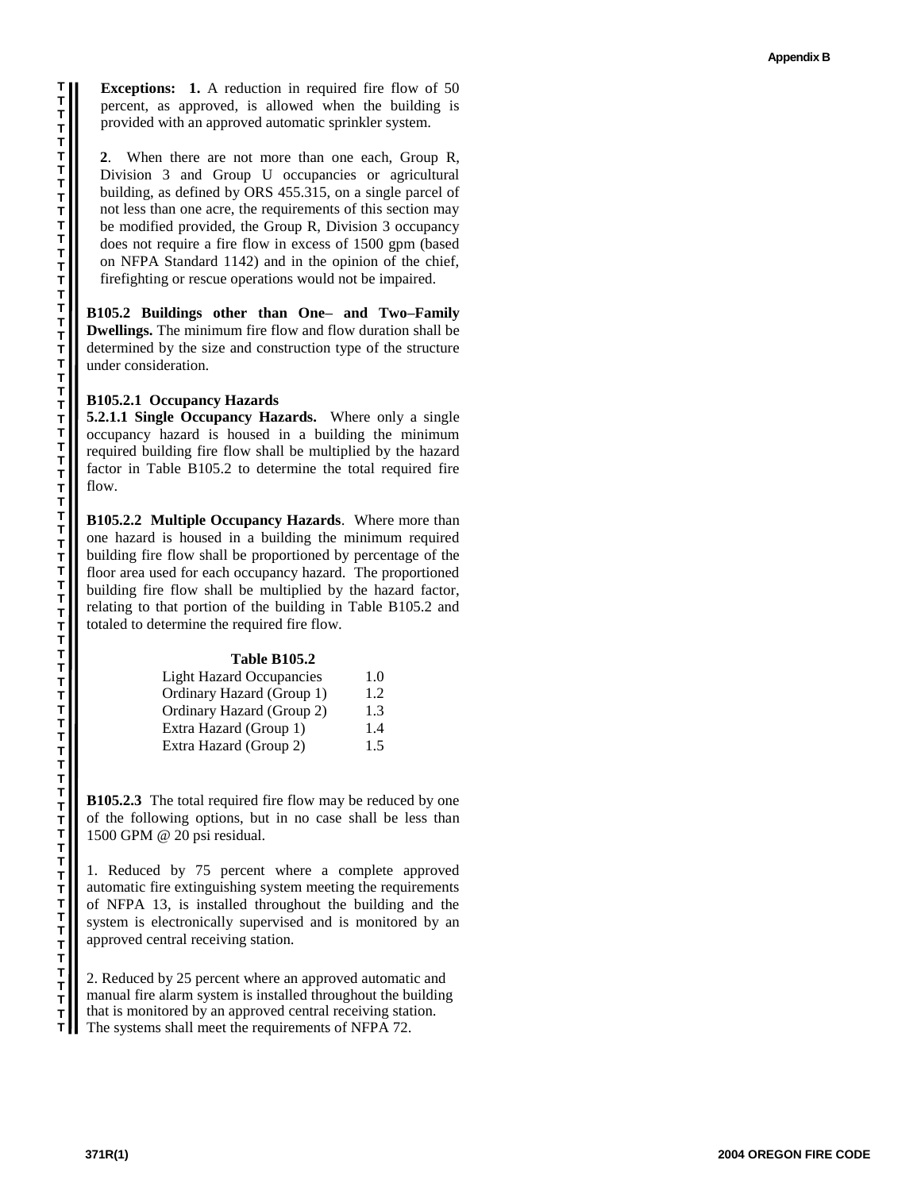**Exceptions: 1.** A reduction in required fire flow of 50 percent, as approved, is allowed when the building is provided with an approved automatic sprinkler system.

**2**. When there are not more than one each, Group R, Division 3 and Group U occupancies or agricultural building, as defined by ORS 455.315, on a single parcel of not less than one acre, the requirements of this section may be modified provided, the Group R, Division 3 occupancy does not require a fire flow in excess of 1500 gpm (based on NFPA Standard 1142) and in the opinion of the chief, firefighting or rescue operations would not be impaired.

**B105.2 Buildings other than One– and Two–Family Dwellings.** The minimum fire flow and flow duration shall be determined by the size and construction type of the structure under consideration.

**B105.2.1 Occupancy Hazards**

**5.2.1.1 Single Occupancy Hazards.** Where only a single occupancy hazard is housed in a building the minimum required building fire flow shall be multiplied by the hazard factor in Table B105.2 to determine the total required fire flow.

**B105.2.2 Multiple Occupancy Hazards**. Where more than one hazard is housed in a building the minimum required building fire flow shall be proportioned by percentage of the floor area used for each occupancy hazard. The proportioned building fire flow shall be multiplied by the hazard factor, relating to that portion of the building in Table B105.2 and totaled to determine the required fire flow.

**Table B105.2**

| | |
|---|---|
| Light Hazard Occupancies | 1.0 |
| Ordinary Hazard (Group 1) | 1.2 |
| Ordinary Hazard (Group 2) | 1.3 |
| Extra Hazard (Group 1) | 1.4 |
| Extra Hazard (Group 2) | 1.5 |

**B105.2.3** The total required fire flow may be reduced by one of the following options, but in no case shall be less than 1500 GPM @ 20 psi residual.

1. Reduced by 75 percent where a complete approved automatic fire extinguishing system meeting the requirements of NFPA 13, is installed throughout the building and the system is electronically supervised and is monitored by an approved central receiving station.

2. Reduced by 25 percent where an approved automatic and manual fire alarm system is installed throughout the building that is monitored by an approved central receiving station. The systems shall meet the requirements of NFPA 72.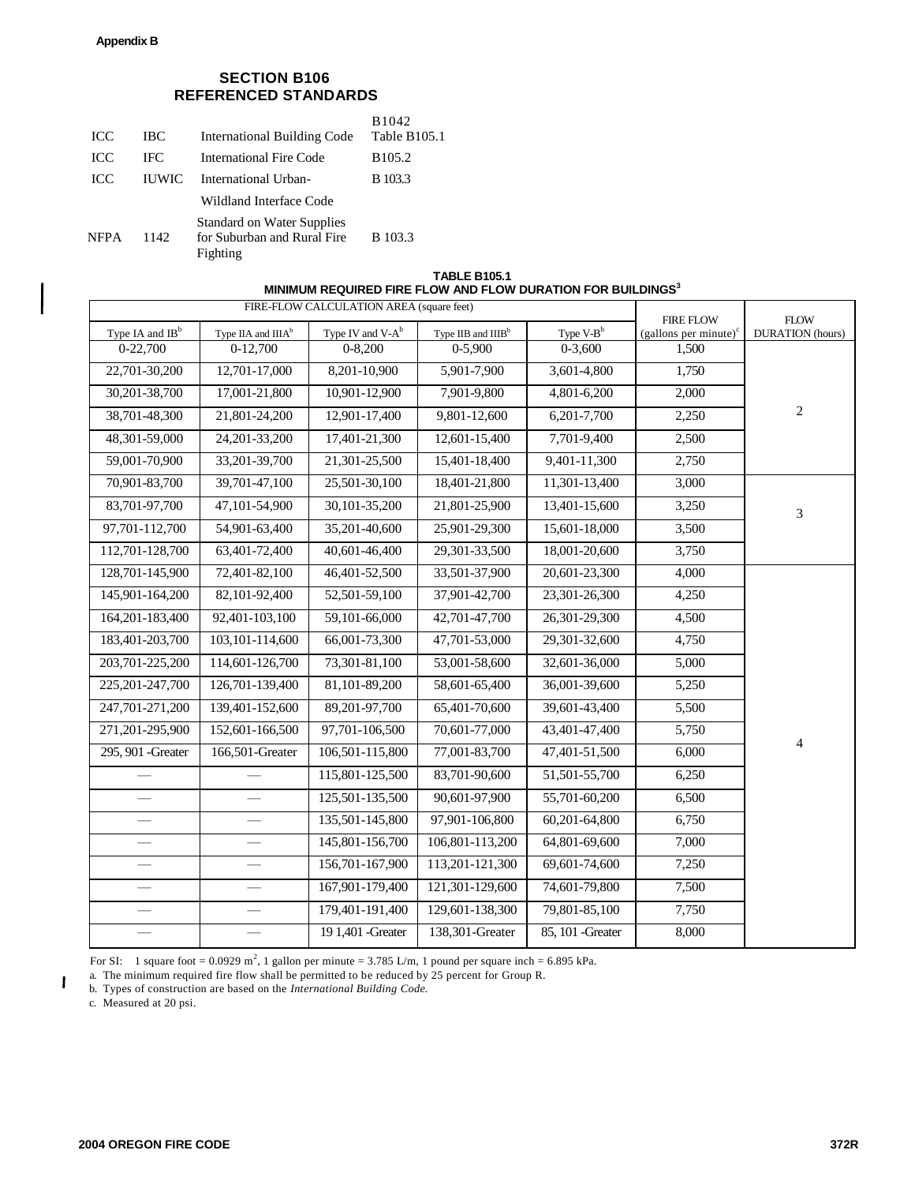**Appendix B**

## SECTION B106 REFERENCED STANDARDS

| | | | |
|---|---|---|---|
| ICC | IBC | International Building Code | B1042 Table B105.1 |
| ICC | IFC | International Fire Code | B105.2 |
| ICC | IUWIC | International Urban-Wildland Interface Code | B 103.3 |
| NFPA | 1142 | Standard on Water Supplies for Suburban and Rural Fire Fighting | B 103.3 |

**TABLE B105.1**
**MINIMUM REQUIRED FIRE FLOW AND FLOW DURATION FOR BUILDINGS[a]**

| FIRE-FLOW CALCULATION AREA (square feet) | | | | | FIRE FLOW (gallons per minute)[c] | FLOW DURATION (hours) |
|---|---|---|---|---|---|---|
| Type IA and IB[b] | Type IIA and IIIA[b] | Type IV and V-A[b] | Type IIB and IIIB[b] | Type V-B[b] | | |
| 0-22,700 | 0-12,700 | 0-8,200 | 0-5,900 | 0-3,600 | 1,500 | 2 |
| 22,701-30,200 | 12,701-17,000 | 8,201-10,900 | 5,901-7,900 | 3,601-4,800 | 1,750 | |
| 30,201-38,700 | 17,001-21,800 | 10,901-12,900 | 7,901-9,800 | 4,801-6,200 | 2,000 | |
| 38,701-48,300 | 21,801-24,200 | 12,901-17,400 | 9,801-12,600 | 6,201-7,700 | 2,250 | |
| 48,301-59,000 | 24,201-33,200 | 17,401-21,300 | 12,601-15,400 | 7,701-9,400 | 2,500 | |
| 59,001-70,900 | 33,201-39,700 | 21,301-25,500 | 15,401-18,400 | 9,401-11,300 | 2,750 | |
| 70,901-83,700 | 39,701-47,100 | 25,501-30,100 | 18,401-21,800 | 11,301-13,400 | 3,000 | 3 |
| 83,701-97,700 | 47,101-54,900 | 30,101-35,200 | 21,801-25,900 | 13,401-15,600 | 3,250 | |
| 97,701-112,700 | 54,901-63,400 | 35,201-40,600 | 25,901-29,300 | 15,601-18,000 | 3,500 | |
| 112,701-128,700 | 63,401-72,400 | 40,601-46,400 | 29,301-33,500 | 18,001-20,600 | 3,750 | |
| 128,701-145,900 | 72,401-82,100 | 46,401-52,500 | 33,501-37,900 | 20,601-23,300 | 4,000 | 4 |
| 145,901-164,200 | 82,101-92,400 | 52,501-59,100 | 37,901-42,700 | 23,301-26,300 | 4,250 | |
| 164,201-183,400 | 92,401-103,100 | 59,101-66,000 | 42,701-47,700 | 26,301-29,300 | 4,500 | |
| 183,401-203,700 | 103,101-114,600 | 66,001-73,300 | 47,701-53,000 | 29,301-32,600 | 4,750 | |
| 203,701-225,200 | 114,601-126,700 | 73,301-81,100 | 53,001-58,600 | 32,601-36,000 | 5,000 | |
| 225,201-247,700 | 126,701-139,400 | 81,101-89,200 | 58,601-65,400 | 36,001-39,600 | 5,250 | |
| 247,701-271,200 | 139,401-152,600 | 89,201-97,700 | 65,401-70,600 | 39,601-43,400 | 5,500 | |
| 271,201-295,900 | 152,601-166,500 | 97,701-106,500 | 70,601-77,000 | 43,401-47,400 | 5,750 | |
| 295, 901 -Greater | 166,501-Greater | 106,501-115,800 | 77,001-83,700 | 47,401-51,500 | 6,000 | |
| — | — | 115,801-125,500 | 83,701-90,600 | 51,501-55,700 | 6,250 | |
| — | — | 125,501-135,500 | 90,601-97,900 | 55,701-60,200 | 6,500 | |
| — | — | 135,501-145,800 | 97,901-106,800 | 60,201-64,800 | 6,750 | |
| — | — | 145,801-156,700 | 106,801-113,200 | 64,801-69,600 | 7,000 | |
| — | — | 156,701-167,900 | 113,201-121,300 | 69,601-74,600 | 7,250 | |
| — | — | 167,901-179,400 | 121,301-129,600 | 74,601-79,800 | 7,500 | |
| — | — | 179,401-191,400 | 129,601-138,300 | 79,801-85,100 | 7,750 | |
| — | — | 19 1,401 -Greater | 138,301-Greater | 85, 101 -Greater | 8,000 | |

For SI: 1 square foot = 0.0929 $m^2$, 1 gallon per minute = 3.785 L/m, 1 pound per square inch = 6.895 kPa.

a. The minimum required fire flow shall be permitted to be reduced by 25 percent for Group R.

b. Types of construction are based on the *International Building Code.*

c. Measured at 20 psi.